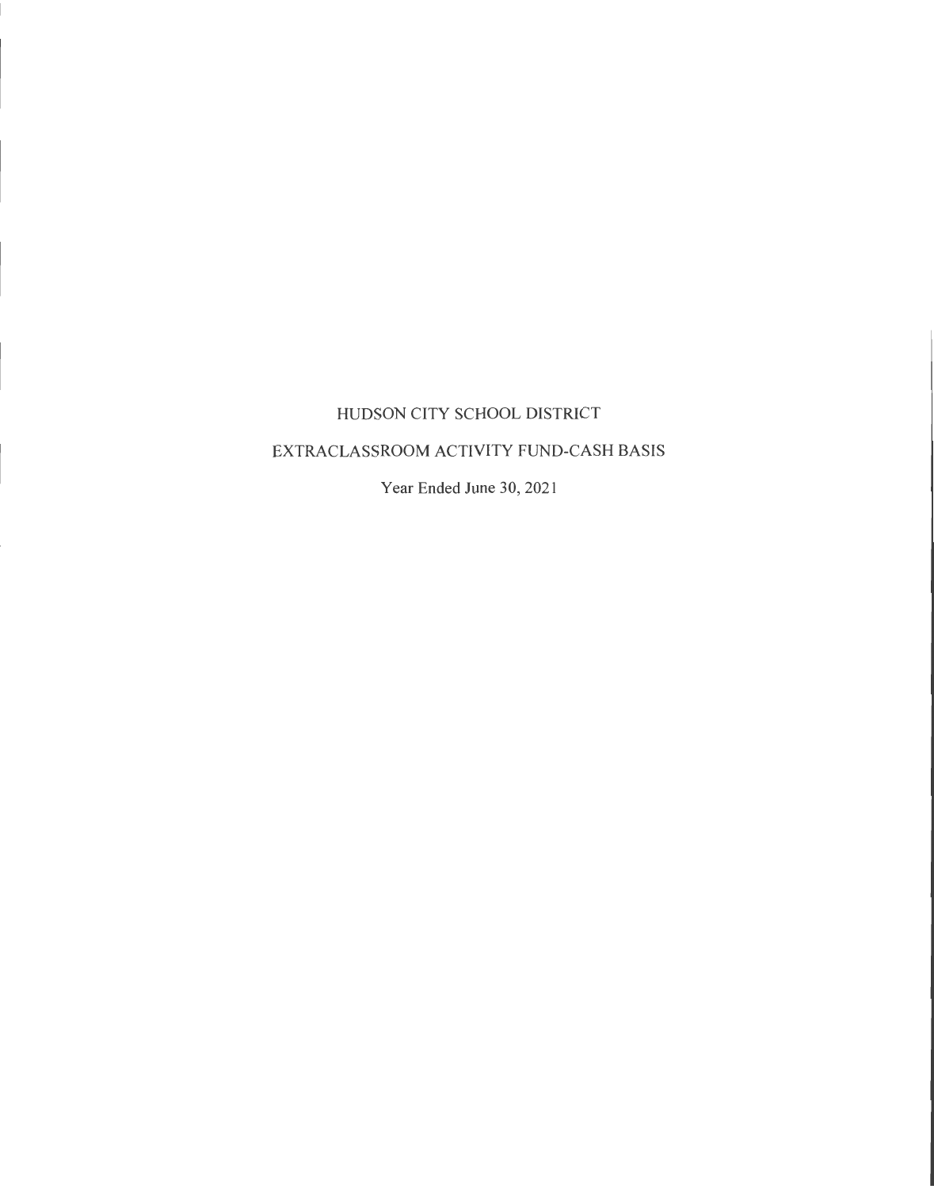# HUDSON CITY SCHOOL DISTRICT

## EXTRACLASSROOM ACTIVITY FUND-CASH BASIS

Year Ended June 30, 2021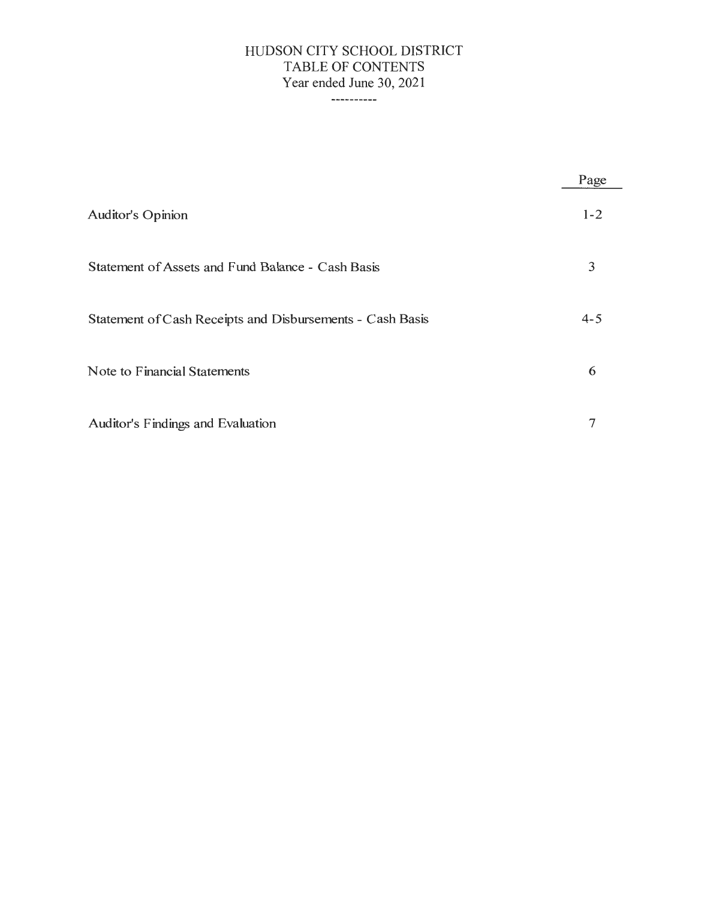# HUDSON CITY SCHOOL DISTRICT
## TABLE OF CONTENTS
### Year ended June 30, 2021

----------

| | Page |
|---|---|
| Auditor's Opinion | 1-2 |
| Statement of Assets and Fund Balance - Cash Basis | 3 |
| Statement of Cash Receipts and Disbursements - Cash Basis | 4-5 |
| Note to Financial Statements | 6 |
| Auditor's Findings and Evaluation | 7 |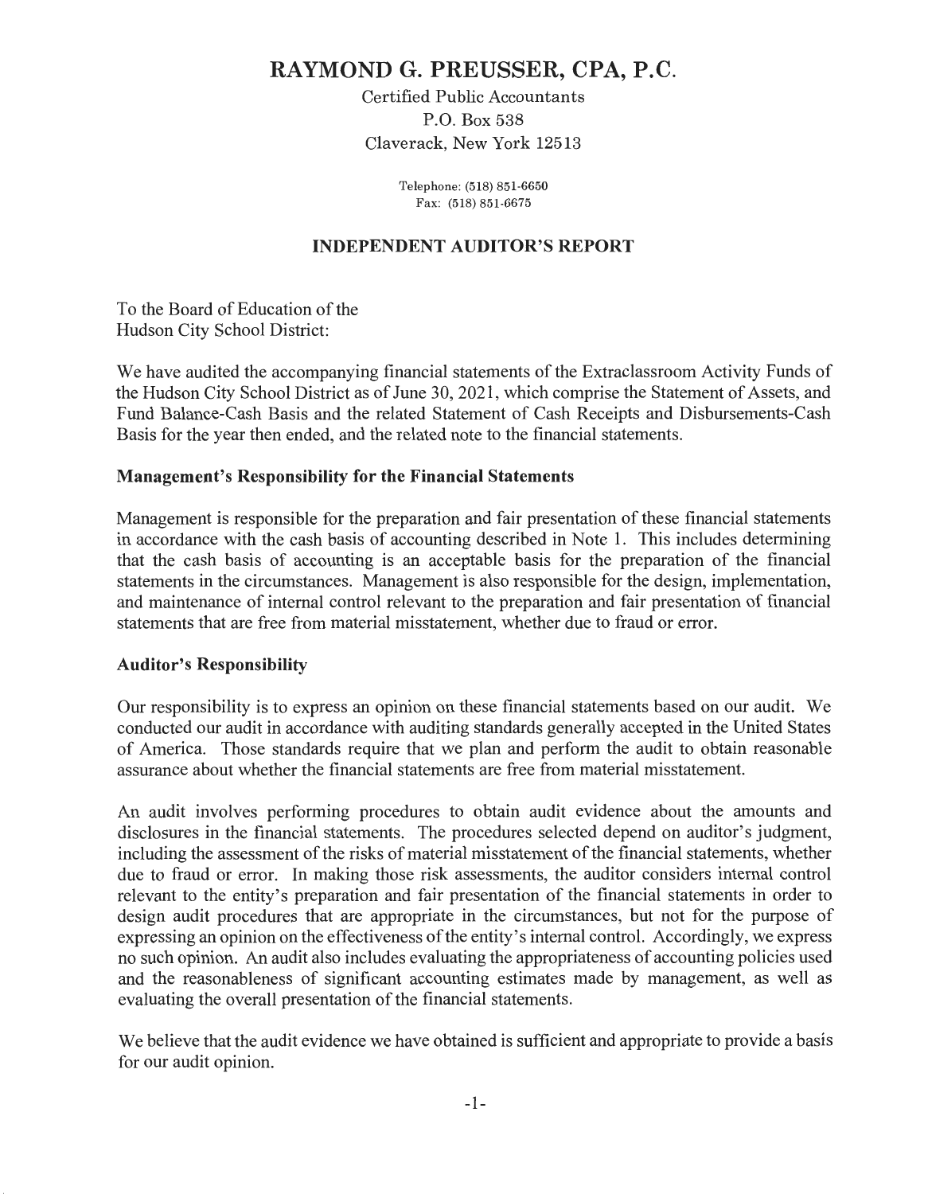# RAYMOND G. PREUSSER, CPA, P.C.

Certified Public Accountants
P.O. Box 538
Claverack, New York 12513

Telephone: (518) 851-6650
Fax: (518) 851-6675

## INDEPENDENT AUDITOR'S REPORT

To the Board of Education of the
Hudson City School District:

We have audited the accompanying financial statements of the Extraclassroom Activity Funds of the Hudson City School District as of June 30, 2021, which comprise the Statement of Assets, and Fund Balance-Cash Basis and the related Statement of Cash Receipts and Disbursements-Cash Basis for the year then ended, and the related note to the financial statements.

### Management's Responsibility for the Financial Statements

Management is responsible for the preparation and fair presentation of these financial statements in accordance with the cash basis of accounting described in Note 1. This includes determining that the cash basis of accounting is an acceptable basis for the preparation of the financial statements in the circumstances. Management is also responsible for the design, implementation, and maintenance of internal control relevant to the preparation and fair presentation of financial statements that are free from material misstatement, whether due to fraud or error.

### Auditor's Responsibility

Our responsibility is to express an opinion on these financial statements based on our audit. We conducted our audit in accordance with auditing standards generally accepted in the United States of America. Those standards require that we plan and perform the audit to obtain reasonable assurance about whether the financial statements are free from material misstatement.

An audit involves performing procedures to obtain audit evidence about the amounts and disclosures in the financial statements. The procedures selected depend on auditor's judgment, including the assessment of the risks of material misstatement of the financial statements, whether due to fraud or error. In making those risk assessments, the auditor considers internal control relevant to the entity's preparation and fair presentation of the financial statements in order to design audit procedures that are appropriate in the circumstances, but not for the purpose of expressing an opinion on the effectiveness of the entity's internal control. Accordingly, we express no such opinion. An audit also includes evaluating the appropriateness of accounting policies used and the reasonableness of significant accounting estimates made by management, as well as evaluating the overall presentation of the financial statements.

We believe that the audit evidence we have obtained is sufficient and appropriate to provide a basis for our audit opinion.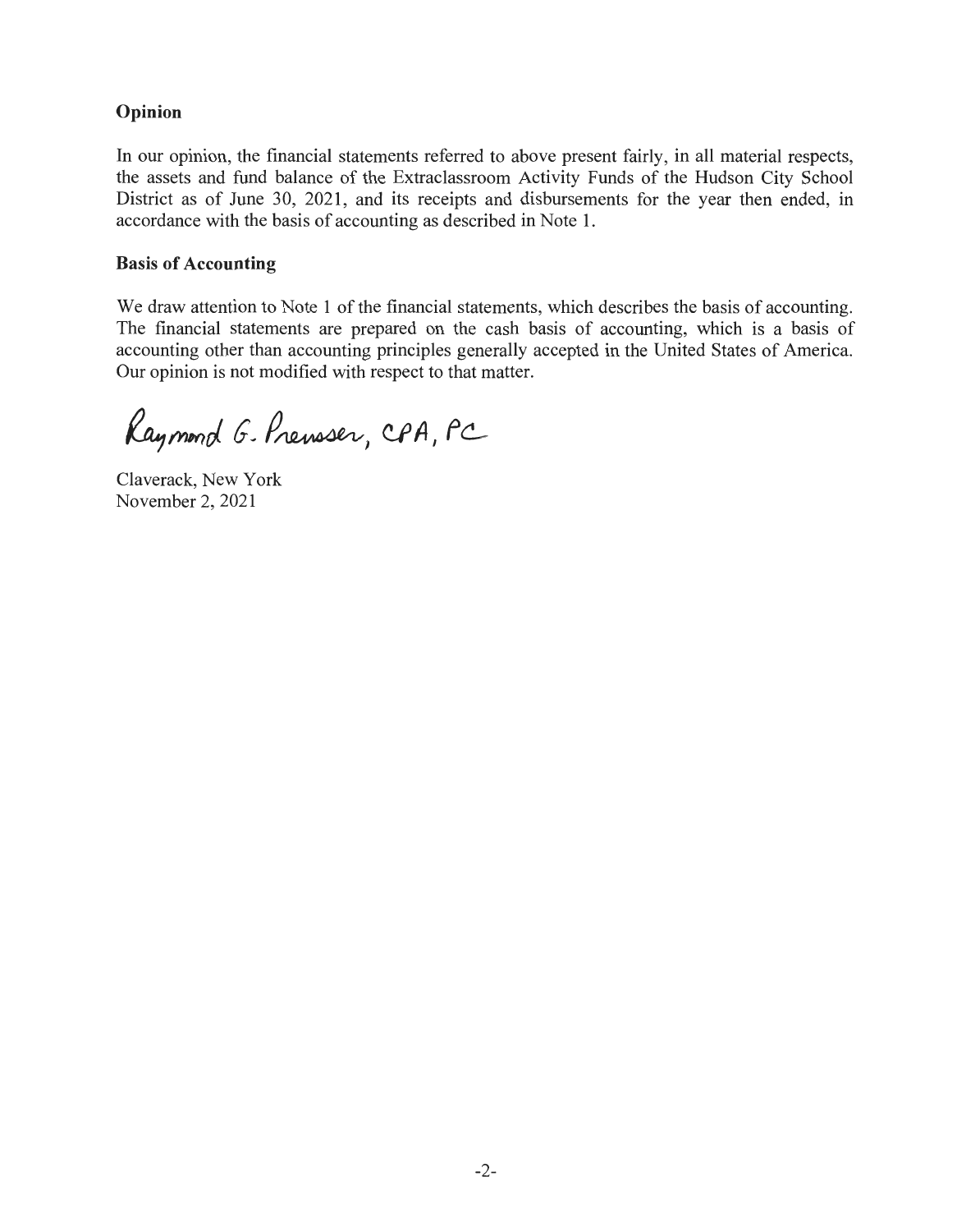### Opinion

In our opinion, the financial statements referred to above present fairly, in all material respects, the assets and fund balance of the Extraclassroom Activity Funds of the Hudson City School District as of June 30, 2021, and its receipts and disbursements for the year then ended, in accordance with the basis of accounting as described in Note 1.

### Basis of Accounting

We draw attention to Note 1 of the financial statements, which describes the basis of accounting. The financial statements are prepared on the cash basis of accounting, which is a basis of accounting other than accounting principles generally accepted in the United States of America. Our opinion is not modified with respect to that matter.

Raymond G. Preusser, CPA, PC

Claverack, New York
November 2, 2021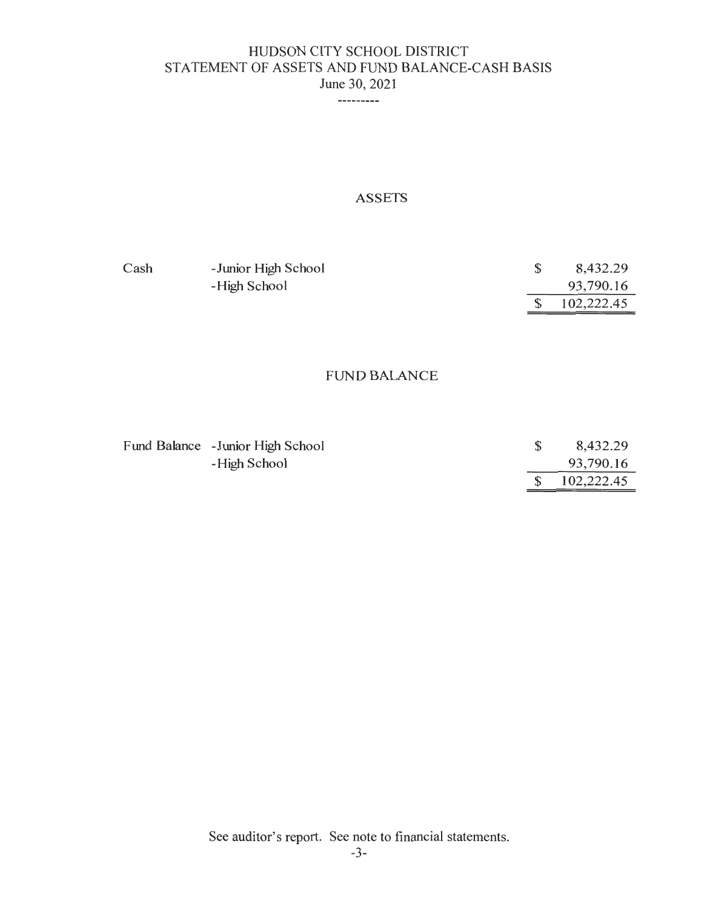# HUDSON CITY SCHOOL DISTRICT
## STATEMENT OF ASSETS AND FUND BALANCE-CASH BASIS
June 30, 2021

---------

### ASSETS

| | | | |
|---|---|---|---|
| Cash | -Junior High School | $ | 8,432.29 |
| | -High School | | 93,790.16 |
| | | $ | 102,222.45 |

### FUND BALANCE

| | | | |
|---|---|---|---|
| Fund Balance | -Junior High School | $ | 8,432.29 |
| | -High School | | 93,790.16 |
| | | $ | 102,222.45 |

See auditor's report. See note to financial statements.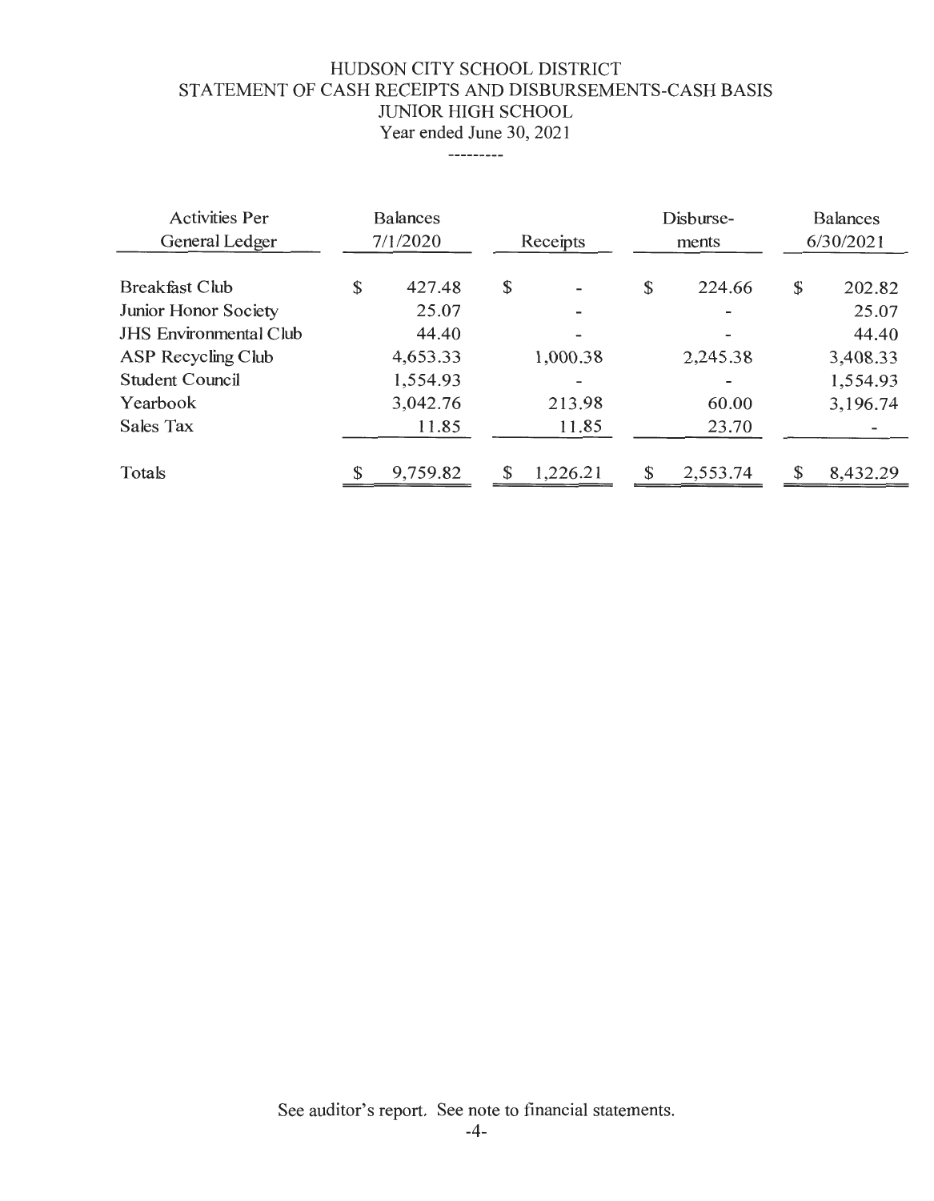# HUDSON CITY SCHOOL DISTRICT
## STATEMENT OF CASH RECEIPTS AND DISBURSEMENTS-CASH BASIS
## JUNIOR HIGH SCHOOL
### Year ended June 30, 2021

---------

| Activities Per General Ledger | Balances 7/1/2020 | Receipts | Disburse-ments | Balances 6/30/2021 |
|---|---|---|---|---|
| Breakfast Club | $ 427.48 | $ - | $ 224.66 | $ 202.82 |
| Junior Honor Society | 25.07 | - | - | 25.07 |
| JHS Environmental Club | 44.40 | - | - | 44.40 |
| ASP Recycling Club | 4,653.33 | 1,000.38 | 2,245.38 | 3,408.33 |
| Student Council | 1,554.93 | - | - | 1,554.93 |
| Yearbook | 3,042.76 | 213.98 | 60.00 | 3,196.74 |
| Sales Tax | 11.85 | 11.85 | 23.70 | - |
| Totals | $ 9,759.82 | $ 1,226.21 | $ 2,553.74 | $ 8,432.29 |

See auditor's report. See note to financial statements.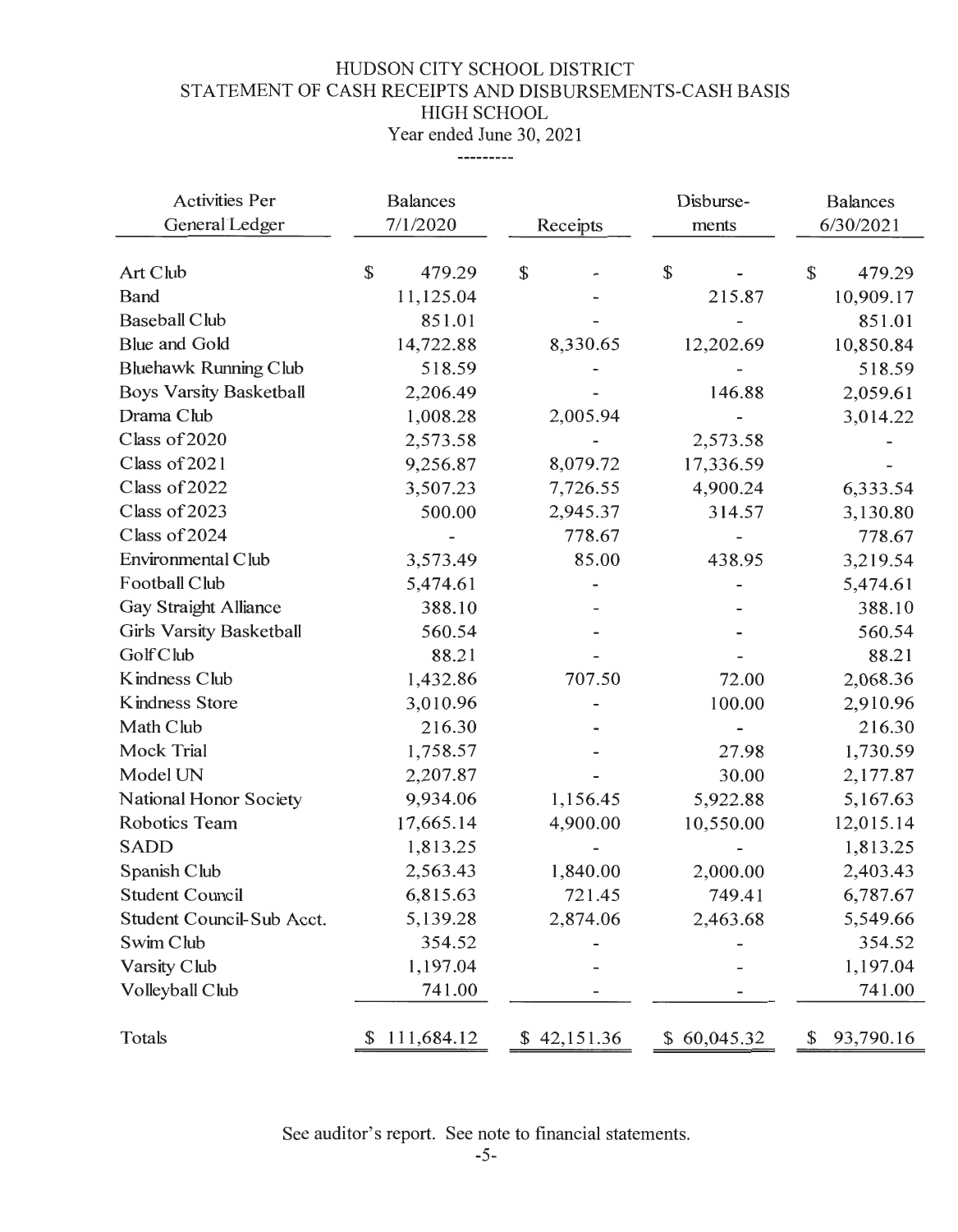# HUDSON CITY SCHOOL DISTRICT
## STATEMENT OF CASH RECEIPTS AND DISBURSEMENTS-CASH BASIS
## HIGH SCHOOL
### Year ended June 30, 2021

---------

| Activities Per General Ledger | Balances 7/1/2020 | Receipts | Disburse-ments | Balances 6/30/2021 |
|---|---|---|---|---|
| Art Club | $ 479.29 | $ - | $ - | $ 479.29 |
| Band | 11,125.04 | - | 215.87 | 10,909.17 |
| Baseball Club | 851.01 | - | - | 851.01 |
| Blue and Gold | 14,722.88 | 8,330.65 | 12,202.69 | 10,850.84 |
| Bluehawk Running Club | 518.59 | - | - | 518.59 |
| Boys Varsity Basketball | 2,206.49 | - | 146.88 | 2,059.61 |
| Drama Club | 1,008.28 | 2,005.94 | - | 3,014.22 |
| Class of 2020 | 2,573.58 | - | 2,573.58 | - |
| Class of 2021 | 9,256.87 | 8,079.72 | 17,336.59 | - |
| Class of 2022 | 3,507.23 | 7,726.55 | 4,900.24 | 6,333.54 |
| Class of 2023 | 500.00 | 2,945.37 | 314.57 | 3,130.80 |
| Class of 2024 | - | 778.67 | - | 778.67 |
| Environmental Club | 3,573.49 | 85.00 | 438.95 | 3,219.54 |
| Football Club | 5,474.61 | - | - | 5,474.61 |
| Gay Straight Alliance | 388.10 | - | - | 388.10 |
| Girls Varsity Basketball | 560.54 | - | - | 560.54 |
| Golf Club | 88.21 | - | - | 88.21 |
| Kindness Club | 1,432.86 | 707.50 | 72.00 | 2,068.36 |
| Kindness Store | 3,010.96 | - | 100.00 | 2,910.96 |
| Math Club | 216.30 | - | - | 216.30 |
| Mock Trial | 1,758.57 | - | 27.98 | 1,730.59 |
| Model UN | 2,207.87 | - | 30.00 | 2,177.87 |
| National Honor Society | 9,934.06 | 1,156.45 | 5,922.88 | 5,167.63 |
| Robotics Team | 17,665.14 | 4,900.00 | 10,550.00 | 12,015.14 |
| SADD | 1,813.25 | - | - | 1,813.25 |
| Spanish Club | 2,563.43 | 1,840.00 | 2,000.00 | 2,403.43 |
| Student Council | 6,815.63 | 721.45 | 749.41 | 6,787.67 |
| Student Council-Sub Acct. | 5,139.28 | 2,874.06 | 2,463.68 | 5,549.66 |
| Swim Club | 354.52 | - | - | 354.52 |
| Varsity Club | 1,197.04 | - | - | 1,197.04 |
| Volleyball Club | 741.00 | - | - | 741.00 |
| Totals | $ 111,684.12 | $ 42,151.36 | $ 60,045.32 | $ 93,790.16 |

See auditor's report. See note to financial statements.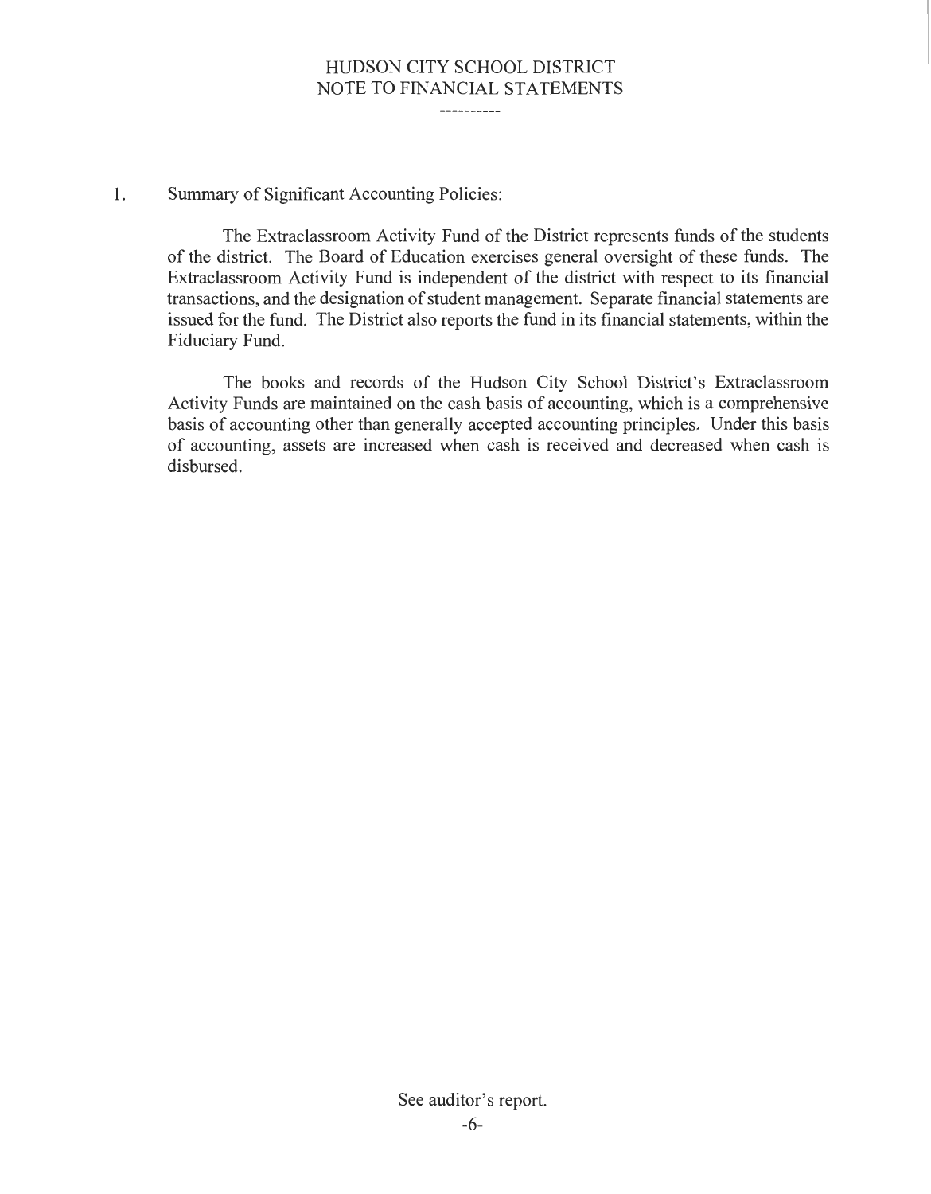# HUDSON CITY SCHOOL DISTRICT
# NOTE TO FINANCIAL STATEMENTS

----------

1. Summary of Significant Accounting Policies:

   The Extraclassroom Activity Fund of the District represents funds of the students of the district. The Board of Education exercises general oversight of these funds. The Extraclassroom Activity Fund is independent of the district with respect to its financial transactions, and the designation of student management. Separate financial statements are issued for the fund. The District also reports the fund in its financial statements, within the Fiduciary Fund.

   The books and records of the Hudson City School District's Extraclassroom Activity Funds are maintained on the cash basis of accounting, which is a comprehensive basis of accounting other than generally accepted accounting principles. Under this basis of accounting, assets are increased when cash is received and decreased when cash is disbursed.

See auditor's report.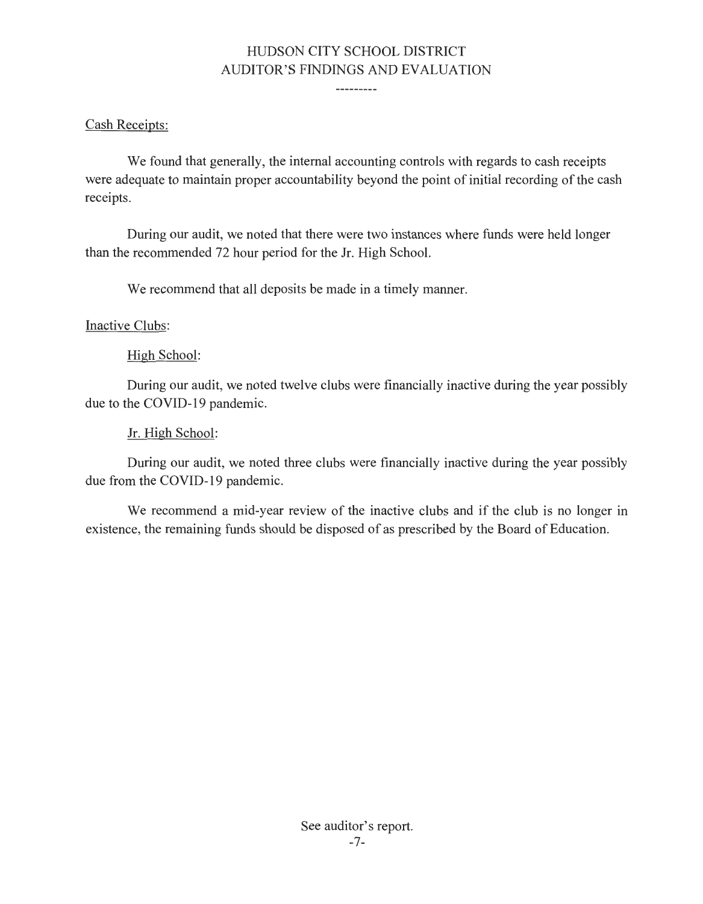# HUDSON CITY SCHOOL DISTRICT
## AUDITOR'S FINDINGS AND EVALUATION

---------

Cash Receipts:

We found that generally, the internal accounting controls with regards to cash receipts were adequate to maintain proper accountability beyond the point of initial recording of the cash receipts.

During our audit, we noted that there were two instances where funds were held longer than the recommended 72 hour period for the Jr. High School.

We recommend that all deposits be made in a timely manner.

Inactive Clubs:

High School:

During our audit, we noted twelve clubs were financially inactive during the year possibly due to the COVID-19 pandemic.

Jr. High School:

During our audit, we noted three clubs were financially inactive during the year possibly due from the COVID-19 pandemic.

We recommend a mid-year review of the inactive clubs and if the club is no longer in existence, the remaining funds should be disposed of as prescribed by the Board of Education.

See auditor's report.